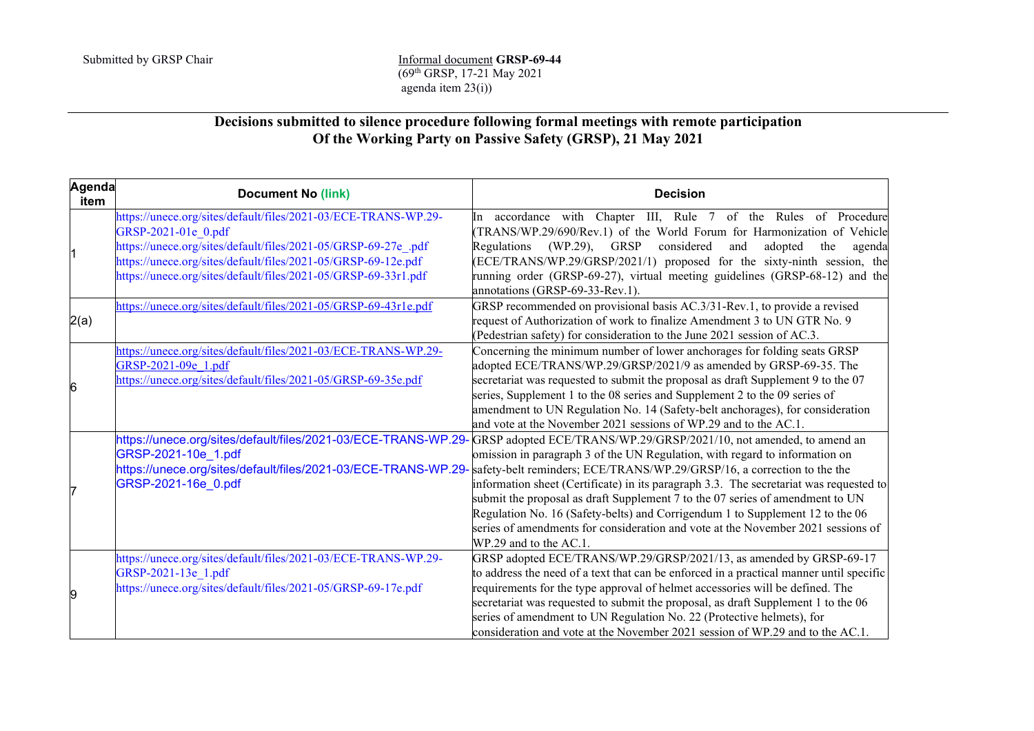Submitted by GRSP Chair

Informal document **GRSP-69-44**
(69th GRSP, 17-21 May 2021
agenda item 23(i))

## Decisions submitted to silence procedure following formal meetings with remote participation Of the Working Party on Passive Safety (GRSP), 21 May 2021

| Agenda item | Document No (link) | Decision |
|---|---|---|
| 1 | https://unece.org/sites/default/files/2021-03/ECE-TRANS-WP.29-GRSP-2021-01e_0.pdf<br>https://unece.org/sites/default/files/2021-05/GRSP-69-27e_.pdf<br>https://unece.org/sites/default/files/2021-05/GRSP-69-12e.pdf<br>https://unece.org/sites/default/files/2021-05/GRSP-69-33r1.pdf | In accordance with Chapter III, Rule 7 of the Rules of Procedure (TRANS/WP.29/690/Rev.1) of the World Forum for Harmonization of Vehicle Regulations (WP.29), GRSP considered and adopted the agenda (ECE/TRANS/WP.29/GRSP/2021/1) proposed for the sixty-ninth session, the running order (GRSP-69-27), virtual meeting guidelines (GRSP-68-12) and the annotations (GRSP-69-33-Rev.1). |
| 2(a) | https://unece.org/sites/default/files/2021-05/GRSP-69-43r1e.pdf | GRSP recommended on provisional basis AC.3/31-Rev.1, to provide a revised request of Authorization of work to finalize Amendment 3 to UN GTR No. 9 (Pedestrian safety) for consideration to the June 2021 session of AC.3. |
| 6 | https://unece.org/sites/default/files/2021-03/ECE-TRANS-WP.29-GRSP-2021-09e_1.pdf<br>https://unece.org/sites/default/files/2021-05/GRSP-69-35e.pdf | Concerning the minimum number of lower anchorages for folding seats GRSP adopted ECE/TRANS/WP.29/GRSP/2021/9 as amended by GRSP-69-35. The secretariat was requested to submit the proposal as draft Supplement 9 to the 07 series, Supplement 1 to the 08 series and Supplement 2 to the 09 series of amendment to UN Regulation No. 14 (Safety-belt anchorages), for consideration and vote at the November 2021 sessions of WP.29 and to the AC.1. |
| 7 | https://unece.org/sites/default/files/2021-03/ECE-TRANS-WP.29-GRSP-2021-10e_1.pdf<br>https://unece.org/sites/default/files/2021-03/ECE-TRANS-WP.29-GRSP-2021-16e_0.pdf | GRSP adopted ECE/TRANS/WP.29/GRSP/2021/10, not amended, to amend an omission in paragraph 3 of the UN Regulation, with regard to information on safety-belt reminders; ECE/TRANS/WP.29/GRSP/16, a correction to the the information sheet (Certificate) in its paragraph 3.3. The secretariat was requested to submit the proposal as draft Supplement 7 to the 07 series of amendment to UN Regulation No. 16 (Safety-belts) and Corrigendum 1 to Supplement 12 to the 06 series of amendments for consideration and vote at the November 2021 sessions of WP.29 and to the AC.1. |
| 9 | https://unece.org/sites/default/files/2021-03/ECE-TRANS-WP.29-GRSP-2021-13e_1.pdf<br>https://unece.org/sites/default/files/2021-05/GRSP-69-17e.pdf | GRSP adopted ECE/TRANS/WP.29/GRSP/2021/13, as amended by GRSP-69-17 to address the need of a text that can be enforced in a practical manner until specific requirements for the type approval of helmet accessories will be defined. The secretariat was requested to submit the proposal, as draft Supplement 1 to the 06 series of amendment to UN Regulation No. 22 (Protective helmets), for consideration and vote at the November 2021 session of WP.29 and to the AC.1. |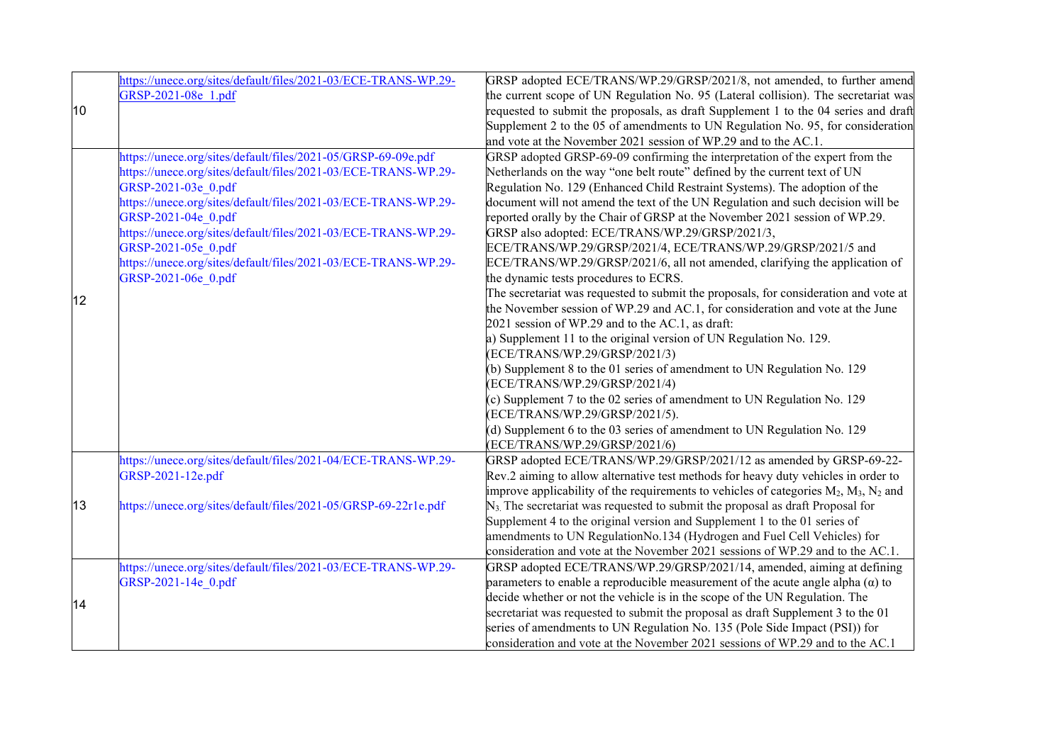| | | |
|---|---|---|
| 10 | https://unece.org/sites/default/files/2021-03/ECE-TRANS-WP.29-GRSP-2021-08e_1.pdf | GRSP adopted ECE/TRANS/WP.29/GRSP/2021/8, not amended, to further amend the current scope of UN Regulation No. 95 (Lateral collision). The secretariat was requested to submit the proposals, as draft Supplement 1 to the 04 series and draft Supplement 2 to the 05 of amendments to UN Regulation No. 95, for consideration and vote at the November 2021 session of WP.29 and to the AC.1. |
| 12 | https://unece.org/sites/default/files/2021-05/GRSP-69-09e.pdf<br>https://unece.org/sites/default/files/2021-03/ECE-TRANS-WP.29-GRSP-2021-03e_0.pdf<br>https://unece.org/sites/default/files/2021-03/ECE-TRANS-WP.29-GRSP-2021-04e_0.pdf<br>https://unece.org/sites/default/files/2021-03/ECE-TRANS-WP.29-GRSP-2021-05e_0.pdf<br>https://unece.org/sites/default/files/2021-03/ECE-TRANS-WP.29-GRSP-2021-06e_0.pdf | GRSP adopted GRSP-69-09 confirming the interpretation of the expert from the Netherlands on the way "one belt route" defined by the current text of UN Regulation No. 129 (Enhanced Child Restraint Systems). The adoption of the document will not amend the text of the UN Regulation and such decision will be reported orally by the Chair of GRSP at the November 2021 session of WP.29.<br>GRSP also adopted: ECE/TRANS/WP.29/GRSP/2021/3, ECE/TRANS/WP.29/GRSP/2021/4, ECE/TRANS/WP.29/GRSP/2021/5 and ECE/TRANS/WP.29/GRSP/2021/6, all not amended, clarifying the application of the dynamic tests procedures to ECRS.<br>The secretariat was requested to submit the proposals, for consideration and vote at the November session of WP.29 and AC.1, for consideration and vote at the June 2021 session of WP.29 and to the AC.1, as draft:<br>a) Supplement 11 to the original version of UN Regulation No. 129. (ECE/TRANS/WP.29/GRSP/2021/3)<br>(b) Supplement 8 to the 01 series of amendment to UN Regulation No. 129 (ECE/TRANS/WP.29/GRSP/2021/4)<br>(c) Supplement 7 to the 02 series of amendment to UN Regulation No. 129 (ECE/TRANS/WP.29/GRSP/2021/5).<br>(d) Supplement 6 to the 03 series of amendment to UN Regulation No. 129 (ECE/TRANS/WP.29/GRSP/2021/6) |
| 13 | https://unece.org/sites/default/files/2021-04/ECE-TRANS-WP.29-GRSP-2021-12e.pdf<br><br>https://unece.org/sites/default/files/2021-05/GRSP-69-22r1e.pdf | GRSP adopted ECE/TRANS/WP.29/GRSP/2021/12 as amended by GRSP-69-22-Rev.2 aiming to allow alternative test methods for heavy duty vehicles in order to improve applicability of the requirements to vehicles of categories $M_2$, $M_3$, $N_2$ and $N_3$. The secretariat was requested to submit the proposal as draft Proposal for Supplement 4 to the original version and Supplement 1 to the 01 series of amendments to UN RegulationNo.134 (Hydrogen and Fuel Cell Vehicles) for consideration and vote at the November 2021 sessions of WP.29 and to the AC.1. |
| 14 | https://unece.org/sites/default/files/2021-03/ECE-TRANS-WP.29-GRSP-2021-14e_0.pdf | GRSP adopted ECE/TRANS/WP.29/GRSP/2021/14, amended, aiming at defining parameters to enable a reproducible measurement of the acute angle alpha ($\alpha$) to decide whether or not the vehicle is in the scope of the UN Regulation. The secretariat was requested to submit the proposal as draft Supplement 3 to the 01 series of amendments to UN Regulation No. 135 (Pole Side Impact (PSI)) for consideration and vote at the November 2021 sessions of WP.29 and to the AC.1 |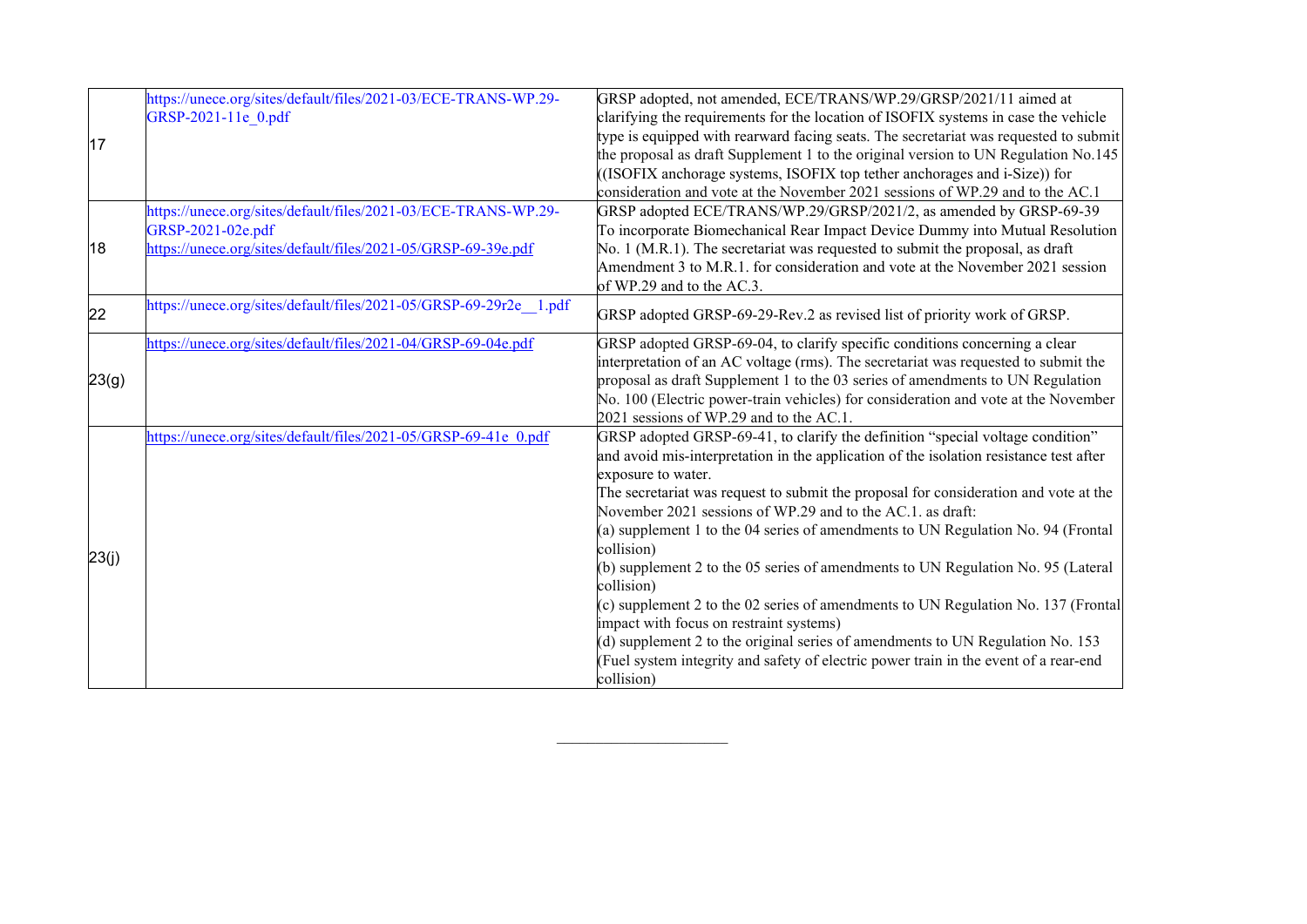| | | |
|---|---|---|
| 17 | https://unece.org/sites/default/files/2021-03/ECE-TRANS-WP.29-GRSP-2021-11e_0.pdf | GRSP adopted, not amended, ECE/TRANS/WP.29/GRSP/2021/11 aimed at clarifying the requirements for the location of ISOFIX systems in case the vehicle type is equipped with rearward facing seats. The secretariat was requested to submit the proposal as draft Supplement 1 to the original version to UN Regulation No.145 ((ISOFIX anchorage systems, ISOFIX top tether anchorages and i-Size)) for consideration and vote at the November 2021 sessions of WP.29 and to the AC.1 |
| 18 | https://unece.org/sites/default/files/2021-03/ECE-TRANS-WP.29-GRSP-2021-02e.pdf<br>https://unece.org/sites/default/files/2021-05/GRSP-69-39e.pdf | GRSP adopted ECE/TRANS/WP.29/GRSP/2021/2, as amended by GRSP-69-39 To incorporate Biomechanical Rear Impact Device Dummy into Mutual Resolution No. 1 (M.R.1). The secretariat was requested to submit the proposal, as draft Amendment 3 to M.R.1. for consideration and vote at the November 2021 session of WP.29 and to the AC.3. |
| 22 | https://unece.org/sites/default/files/2021-05/GRSP-69-29r2e__1.pdf | GRSP adopted GRSP-69-29-Rev.2 as revised list of priority work of GRSP. |
| 23(g) | https://unece.org/sites/default/files/2021-04/GRSP-69-04e.pdf | GRSP adopted GRSP-69-04, to clarify specific conditions concerning a clear interpretation of an AC voltage (rms). The secretariat was requested to submit the proposal as draft Supplement 1 to the 03 series of amendments to UN Regulation No. 100 (Electric power-train vehicles) for consideration and vote at the November 2021 sessions of WP.29 and to the AC.1. |
| 23(j) | https://unece.org/sites/default/files/2021-05/GRSP-69-41e_0.pdf | GRSP adopted GRSP-69-41, to clarify the definition "special voltage condition" and avoid mis-interpretation in the application of the isolation resistance test after exposure to water.<br>The secretariat was request to submit the proposal for consideration and vote at the November 2021 sessions of WP.29 and to the AC.1. as draft:<br>(a) supplement 1 to the 04 series of amendments to UN Regulation No. 94 (Frontal collision)<br>(b) supplement 2 to the 05 series of amendments to UN Regulation No. 95 (Lateral collision)<br>(c) supplement 2 to the 02 series of amendments to UN Regulation No. 137 (Frontal impact with focus on restraint systems)<br>(d) supplement 2 to the original series of amendments to UN Regulation No. 153 (Fuel system integrity and safety of electric power train in the event of a rear-end collision) |